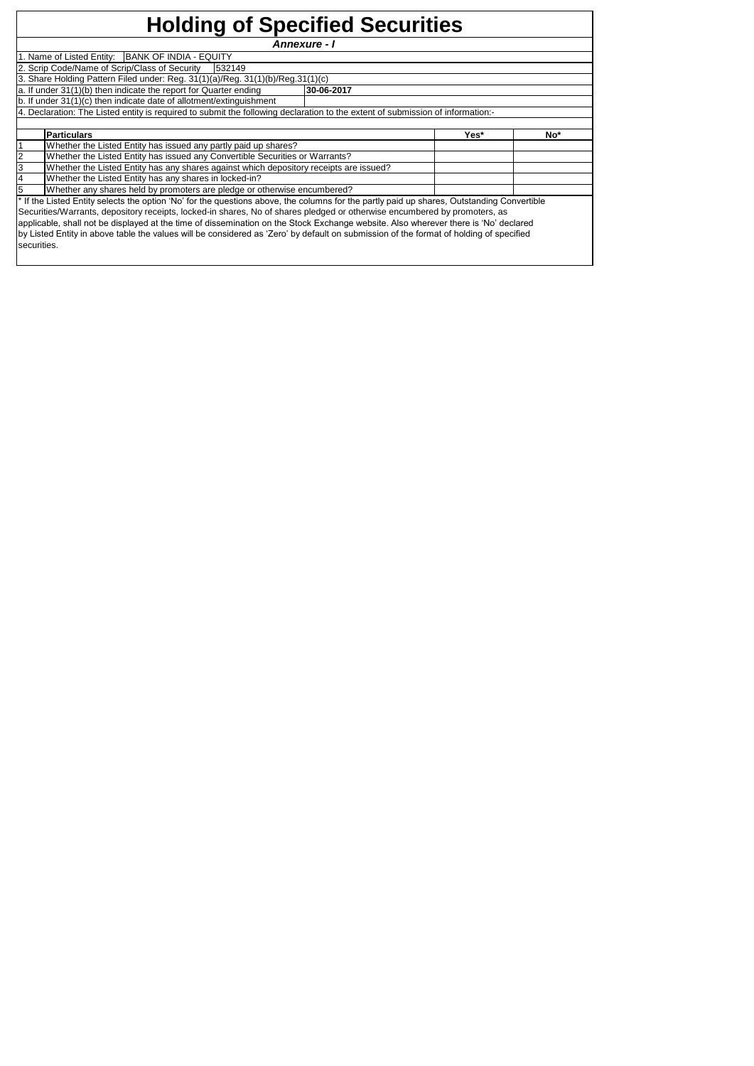# Holding of Specified Securities

***Annexure - I***

1. Name of Listed Entity: BANK OF INDIA - EQUITY

2. Scrip Code/Name of Scrip/Class of Security 532149

3. Share Holding Pattern Filed under: Reg. 31(1)(a)/Reg. 31(1)(b)/Reg.31(1)(c)

a. If under 31(1)(b) then indicate the report for Quarter ending **30-06-2017**

b. If under 31(1)(c) then indicate date of allotment/extinguishment

4. Declaration: The Listed entity is required to submit the following declaration to the extent of submission of information:-

| | Particulars | Yes* | No* |
|---|---|---|---|
| 1 | Whether the Listed Entity has issued any partly paid up shares? | | |
| 2 | Whether the Listed Entity has issued any Convertible Securities or Warrants? | | |
| 3 | Whether the Listed Entity has any shares against which depository receipts are issued? | | |
| 4 | Whether the Listed Entity has any shares in locked-in? | | |
| 5 | Whether any shares held by promoters are pledge or otherwise encumbered? | | |

* If the Listed Entity selects the option 'No' for the questions above, the columns for the partly paid up shares, Outstanding Convertible Securities/Warrants, depository receipts, locked-in shares, No of shares pledged or otherwise encumbered by promoters, as applicable, shall not be displayed at the time of dissemination on the Stock Exchange website. Also wherever there is 'No' declared by Listed Entity in above table the values will be considered as 'Zero' by default on submission of the format of holding of specified securities.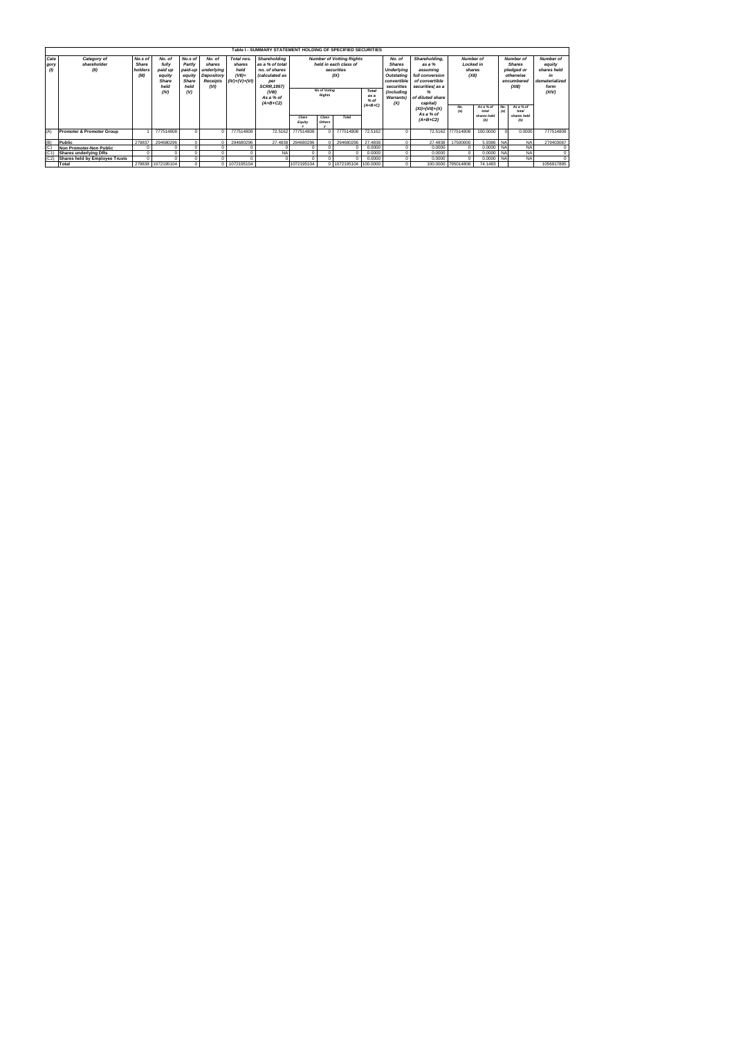**Table I - SUMMARY STATEMENT HOLDING OF SPECIFIED SECURITIES**

| Category (I) | Category of shareholder (II) | No.s of Share holders (III) | No. of fully paid up equity Share held (IV) | No.s of Partly paid-up equity Share held (V) | No. of shares underlying Depository Receipts (VI) | Total nos. shares held (VII)= (IV)+(V)+(VI) | Shareholding as a % of total no. of shares (calculated as per SCRR,1957) (VIII) As a % of (A+B+C2) | Number of Votting Rights held in each class of securities (IX) | | | | No. of Shares Underlying Outstating convertible securities (including Warrants) (X) | Shareholding, as a % assuming full conversion of convertible securities( as a % of diluted share capital) (XI)=(VII)+(X) As a % of (A+B+C2) | Number of Locked in shares (XII) | | Number of Shares pledged or otherwise encumbered (XIII) | | Number of equity shares held in dematerialized form (XIV) |
|---|---|---|---|---|---|---|---|---|---|---|---|---|---|---|---|---|---|---|
| | | | | | | | | No of Voting Rights | | | Total as a % of (A+B+C) | | | No. (a) | As a % of total shares held (b) | No. (a) | As a % of total shares held (b) | |
| | | | | | | | | Class Equity x | Class Others y | Total | | | | | | | | |
| (A) | Promoter & Promoter Group | 1 | 777514808 | 0 | 0 | 777514808 | 72.5162 | 777514808 | 0 | 777514808 | 72.5162 | 0 | 72.5162 | 777514808 | 100.0000 | 0 | 0.0000 | 777514808 |
| (B) | Public | 279837 | 294680296 | 0 | 0 | 294680296 | 27.4838 | 294680296 | 0 | 294680296 | 27.4838 | 0 | 27.4838 | 17500000 | 5.9386 | NA | NA | 279403087 |
| (C) | Non Promoter-Non Public | 0 | 0 | 0 | 0 | 0 | 0 | 0 | 0 | 0 | 0.0000 | 0 | 0.0000 | 0 | 0.0000 | NA | NA | 0 |
| (C1) | Shares underlying DRs | 0 | 0 | 0 | 0 | 0 | NA | 0 | 0 | 0 | 0.0000 | 0 | 0.0000 | 0 | 0.0000 | NA | NA | 0 |
| (C2) | Shares held by Employee Trusts | 0 | 0 | 0 | 0 | 0 | 0 | 0 | 0 | 0 | 0.0000 | 0 | 0.0000 | 0 | 0.0000 | NA | NA | 0 |
| | Total | 279838 | 1072195104 | 0 | 0 | 1072195104 | | 1072195104 | 0 | 1072195104 | 100.0000 | 0 | 100.0000 | 795014808 | 74.1483 | | | 1056917895 |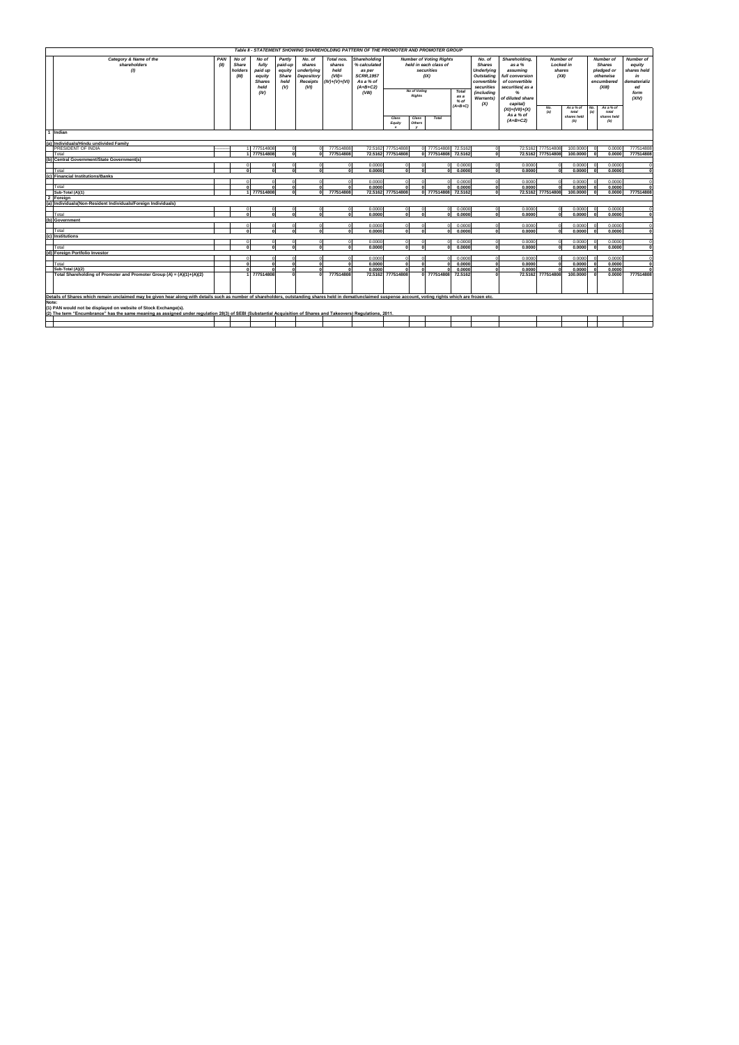## Table II - STATEMENT SHOWING SHAREHOLDING PATTERN OF THE PROMOTER AND PROMOTER GROUP

| | Category & Name of the shareholders (I) | PAN (II) | No of Share holders (III) | No of fully paid up equity Shares held (IV) | Partly paid-up equity Share held (V) | No. of shares underlying Depository Receipts (VI) | Total nos. shares held (VII)= (IV)+(V)+(VI) | Shareholding % calculated as per SCRR,1957 As a % of (A+B+C2) (VIII) | Number of Voting Rights held in each class of securities (IX) | | | | No. of Shares Underlying Outstating convertible securities (including Warrants) (X) | Shareholding, as a % assuming full conversion of convertible securities( as a % of diluted share capital) (XI)=(VII)+(X) As a % of (A+B+C2) | Number of Locked in shares (XII) | | Number of Shares pledged or otherwise encumbered (XIII) | | Number of equity shares held in dematerialized form (XIV) |
|---|---|---|---|---|---|---|---|---|---|---|---|---|---|---|---|---|---|---|---|
| | | | | | | | | | No of Voting Rights | | | Total as a % of (A+B+C) | | | No. (a) | As a % of total shares held (b) | No. (a) | As a % of total shares held (b) | |
| | | | | | | | | | Class Equity x | Class Others y | Total | | | | | | | | |
| 1 | Indian | | | | | | | | | | | | | | | | | | |
| (a) | Individuals/Hindu undivided Family | | | | | | | | | | | | | | | | | | |
| | PRESIDENT OF INDIA | ---------- | 1 | 777514808 | 0 | 0 | 777514808 | 72.5162 | 777514808 | 0 | 777514808 | 72.5162 | 0 | 72.5162 | 777514808 | 100.0000 | 0 | 0.0000 | 777514808 |
| | Total | | 1 | 777514808 | 0 | 0 | 777514808 | 72.5162 | 777514808 | 0 | 777514808 | 72.5162 | 0 | 72.5162 | 777514808 | 100.0000 | 0 | 0.0000 | 777514808 |
| (b) | Central Government/State Government(s) | | | | | | | | | | | | | | | | | | |
| | | | 0 | 0 | 0 | 0 | 0 | 0.0000 | 0 | 0 | 0 | 0.0000 | 0 | 0.0000 | 0 | 0.0000 | 0 | 0.0000 | 0 |
| | Total | | 0 | 0 | 0 | 0 | 0 | 0.0000 | 0 | 0 | 0 | 0.0000 | 0 | 0.0000 | 0 | 0.0000 | 0 | 0.0000 | 0 |
| (c) | Financial Institutions/Banks | | | | | | | | | | | | | | | | | | |
| | | | 0 | 0 | 0 | 0 | 0 | 0.0000 | 0 | 0 | 0 | 0.0000 | 0 | 0.0000 | 0 | 0.0000 | 0 | 0.0000 | 0 |
| | Total | | 0 | 0 | 0 | 0 | 0 | 0.0000 | 0 | 0 | 0 | 0.0000 | 0 | 0.0000 | 0 | 0.0000 | 0 | 0.0000 | 0 |
| | Sub-Total (A)(1) | | 1 | 777514808 | 0 | 0 | 777514808 | 72.5162 | 777514808 | 0 | 777514808 | 72.5162 | 0 | 72.5162 | 777514808 | 100.0000 | 0 | 0.0000 | 777514808 |
| 2 | Foreign | | | | | | | | | | | | | | | | | | |
| (a) | Individuals(Non-Resident Individuals/Foreign Individuals) | | | | | | | | | | | | | | | | | | |
| | | | 0 | 0 | 0 | 0 | 0 | 0.0000 | 0 | 0 | 0 | 0.0000 | 0 | 0.0000 | 0 | 0.0000 | 0 | 0.0000 | 0 |
| | Total | | 0 | 0 | 0 | 0 | 0 | 0.0000 | 0 | 0 | 0 | 0.0000 | 0 | 0.0000 | 0 | 0.0000 | 0 | 0.0000 | 0 |
| (b) | Government | | | | | | | | | | | | | | | | | | |
| | | | 0 | 0 | 0 | 0 | 0 | 0.0000 | 0 | 0 | 0 | 0.0000 | 0 | 0.0000 | 0 | 0.0000 | 0 | 0.0000 | 0 |
| | Total | | 0 | 0 | 0 | 0 | 0 | 0.0000 | 0 | 0 | 0 | 0.0000 | 0 | 0.0000 | 0 | 0.0000 | 0 | 0.0000 | 0 |
| (c) | Institutions | | | | | | | | | | | | | | | | | | |
| | | | 0 | 0 | 0 | 0 | 0 | 0.0000 | 0 | 0 | 0 | 0.0000 | 0 | 0.0000 | 0 | 0.0000 | 0 | 0.0000 | 0 |
| | Total | | 0 | 0 | 0 | 0 | 0 | 0.0000 | 0 | 0 | 0 | 0.0000 | 0 | 0.0000 | 0 | 0.0000 | 0 | 0.0000 | 0 |
| (d) | Foreign Portfolio Investor | | | | | | | | | | | | | | | | | | |
| | | | 0 | 0 | 0 | 0 | 0 | 0.0000 | 0 | 0 | 0 | 0.0000 | 0 | 0.0000 | 0 | 0.0000 | 0 | 0.0000 | 0 |
| | Total | | 0 | 0 | 0 | 0 | 0 | 0.0000 | 0 | 0 | 0 | 0.0000 | 0 | 0.0000 | 0 | 0.0000 | 0 | 0.0000 | 0 |
| | Sub-Total (A)(2) | | 0 | 0 | 0 | 0 | 0 | 0.0000 | 0 | 0 | 0 | 0.0000 | 0 | 0.0000 | 0 | 0.0000 | 0 | 0.0000 | 0 |
| | Total Shareholding of Promoter and Promoter Group (A) = (A)(1)+(A)(2) | | 1 | 777514808 | 0 | 0 | 777514808 | 72.5162 | 777514808 | 0 | 777514808 | 72.5162 | 0 | 72.5162 | 777514808 | 100.0000 | 0 | 0.0000 | 777514808 |

Details of Shares which remain unclaimed may be given hear along with details such as number of shareholders, outstanding shares held in demat/unclaimed suspense account, voting rights which are frozen etc.

Note:

(1) PAN would not be displayed on website of Stock Exchange(s).

(2) The term "Encumbrance" has the same meaning as assigned under regulation 28(3) of SEBI (Substantial Acquisition of Shares and Takeovers) Regulations, 2011.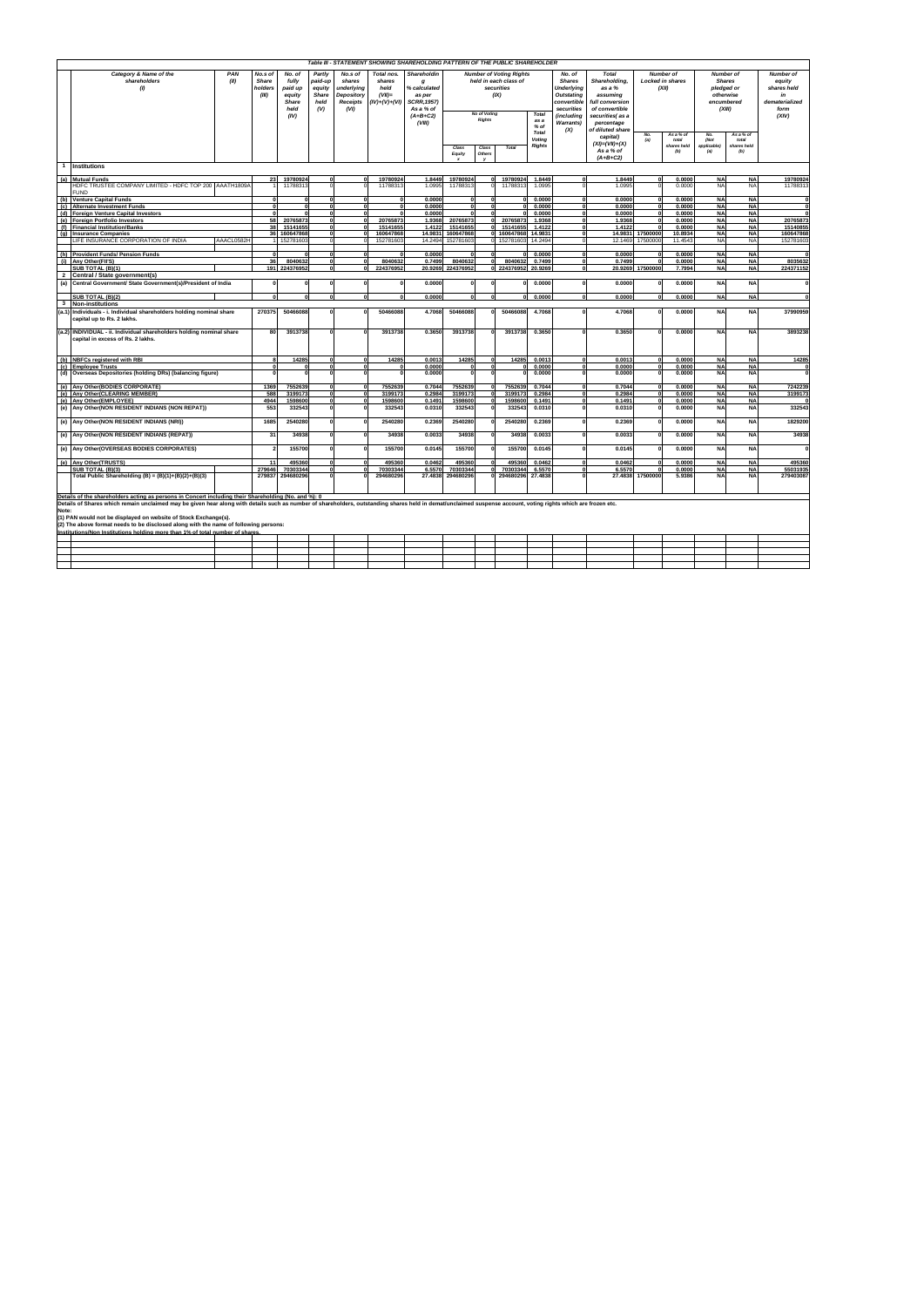Table III - STATEMENT SHOWING SHAREHOLDING PATTERN OF THE PUBLIC SHAREHOLDER

| | Category & Name of the shareholders (I) | PAN (II) | No.s of Share holders (III) | No. of fully paid up equity Share held (IV) | Partly paid-up equity Share held (V) | No.s of shares underlying Depository Receipts (VI) | Total nos. shares held (VII)= (IV)+(V)+(VI) | Shareholding % calculated as per SCRR,1957) As a % of (A+B+C2) (VIII) | Number of Voting Rights held in each class of securities (IX) | | | | No. of Shares Underlying Outstating convertible securities (including Warrants) (X) | Total Shareholding, as a % assuming full conversion of convertible securities( as a percentage of diluted share capital) (XI)=(VII)+(X) As a % of (A+B+C2) | Number of Locked in shares (XII) | | Number of Shares pledged or otherwise encumbered (XIII) | | Number of equity shares held in dematerialized form (XIV) |
|---|---|---|---|---|---|---|---|---|---|---|---|---|---|---|---|---|---|---|---|
| | | | | | | | | | No of Voting Rights | | | Total as a % of Total Voting Rights | | | No. (a) | As a % of total shares held (b) | No. (Not applicable) (a) | As a % of total shares held (b) | |
| | | | | | | | | | Class Equity x | Class Others y | Total | | | | | | | | |
| 1 | Institutions | | | | | | | | | | | | | | | | | | |
| (a) | Mutual Funds | | 23 | 19780924 | 0 | 0 | 19780924 | 1.8449 | 19780924 | 0 | 19780924 | 1.8449 | 0 | 1.8449 | 0 | 0.0000 | NA | NA | 19780924 |
| | HDFC TRUSTEE COMPANY LIMITED - HDFC TOP 200 FUND | AAATH1809A | 1 | 11788313 | 0 | 0 | 11788313 | 1.0995 | 11788313 | 0 | 11788313 | 1.0995 | 0 | 1.0995 | 0 | 0.0000 | NA | NA | 11788313 |
| (b) | Venture Capital Funds | | 0 | 0 | 0 | 0 | 0 | 0.0000 | 0 | 0 | 0 | 0.0000 | 0 | 0.0000 | 0 | 0.0000 | NA | NA | 0 |
| (c) | Alternate Investment Funds | | 0 | 0 | 0 | 0 | 0 | 0.0000 | 0 | 0 | 0 | 0.0000 | 0 | 0.0000 | 0 | 0.0000 | NA | NA | 0 |
| (d) | Foreign Venture Capital Investors | | 0 | 0 | 0 | 0 | 0 | 0.0000 | 0 | 0 | 0 | 0.0000 | 0 | 0.0000 | 0 | 0.0000 | NA | NA | 0 |
| (e) | Foreign Portfolio Investors | | 58 | 20765873 | 0 | 0 | 20765873 | 1.9368 | 20765873 | 0 | 20765873 | 1.9368 | 0 | 1.9368 | 0 | 0.0000 | NA | NA | 20765873 |
| (f) | Financial Institution/Banks | | 38 | 15141655 | 0 | 0 | 15141655 | 1.4122 | 15141655 | 0 | 15141655 | 1.4122 | 0 | 1.4122 | 0 | 0.0000 | NA | NA | 15140855 |
| (g) | Insurance Companies | | 36 | 160647868 | 0 | 0 | 160647868 | 14.9831 | 160647868 | 0 | 160647868 | 14.9831 | 0 | 14.9831 | 17500000 | 10.8934 | NA | NA | 160647868 |
| | LIFE INSURANCE CORPORATION OF INDIA | AAACL0582H | 1 | 152781603 | 0 | 0 | 152781603 | 14.2494 | 152781603 | 0 | 152781603 | 14.2494 | 0 | 12.1469 | 17500000 | 11.4543 | NA | NA | 152781603 |
| (h) | Provident Funds/ Pension Funds | | 0 | 0 | 0 | 0 | 0 | 0.0000 | 0 | 0 | 0 | 0.0000 | 0 | 0.0000 | 0 | 0.0000 | NA | NA | 0 |
| (i) | Any Other(FII'S) | | 36 | 8040632 | 0 | 0 | 8040632 | 0.7499 | 8040632 | 0 | 8040632 | 0.7499 | 0 | 0.7499 | 0 | 0.0000 | NA | NA | 8035632 |
| | SUB TOTAL (B)(1) | | 191 | 224376952 | 0 | 0 | 224376952 | 20.9269 | 224376952 | 0 | 224376952 | 20.9269 | 0 | 20.9269 | 17500000 | 7.7994 | NA | NA | 224371152 |
| 2 | Central / State government(s) | | | | | | | | | | | | | | | | | | |
| (a) | Central Government/ State Government(s)/President of India | | 0 | 0 | 0 | 0 | 0 | 0.0000 | 0 | 0 | 0 | 0.0000 | 0 | 0.0000 | 0 | 0.0000 | NA | NA | 0 |
| | SUB TOTAL (B)(2) | | 0 | 0 | 0 | 0 | 0 | 0.0000 | 0 | 0 | 0 | 0.0000 | 0 | 0.0000 | 0 | 0.0000 | NA | NA | 0 |
| 3 | Non-institutions | | | | | | | | | | | | | | | | | | |
| (a.1) | Individuals - i. Individual shareholders holding nominal share capital up to Rs. 2 lakhs. | | 270375 | 50466088 | 0 | 0 | 50466088 | 4.7068 | 50466088 | 0 | 50466088 | 4.7068 | 0 | 4.7068 | 0 | 0.0000 | NA | NA | 37990959 |
| (a.2) | INDIVIDUAL - ii. Individual shareholders holding nominal share capital in excess of Rs. 2 lakhs. | | 80 | 3913738 | 0 | 0 | 3913738 | 0.3650 | 3913738 | 0 | 3913738 | 0.3650 | 0 | 0.3650 | 0 | 0.0000 | NA | NA | 3893238 |
| (b) | NBFCs registered with RBI | | 8 | 14285 | 0 | 0 | 14285 | 0.0013 | 14285 | 0 | 14285 | 0.0013 | 0 | 0.0013 | 0 | 0.0000 | NA | NA | 14285 |
| (c) | Employee Trusts | | 0 | 0 | 0 | 0 | 0 | 0.0000 | 0 | 0 | 0 | 0.0000 | 0 | 0.0000 | 0 | 0.0000 | NA | NA | 0 |
| (d) | Overseas Depositories (holding DRs) (balancing figure) | | 0 | 0 | 0 | 0 | 0 | 0.0000 | 0 | 0 | 0 | 0.0000 | 0 | 0.0000 | 0 | 0.0000 | NA | NA | 0 |
| (e) | Any Other(BODIES CORPORATE) | | 1369 | 7552639 | 0 | 0 | 7552639 | 0.7044 | 7552639 | 0 | 7552639 | 0.7044 | 0 | 0.7044 | 0 | 0.0000 | NA | NA | 7242239 |
| (e) | Any Other(CLEARING MEMBER) | | 588 | 3199173 | 0 | 0 | 3199173 | 0.2984 | 3199173 | 0 | 3199173 | 0.2984 | 0 | 0.2984 | 0 | 0.0000 | NA | NA | 3199173 |
| (e) | Any Other(EMPLOYEE) | | 4944 | 1598600 | 0 | 0 | 1598600 | 0.1491 | 1598600 | 0 | 1598600 | 0.1491 | 0 | 0.1491 | 0 | 0.0000 | NA | NA | 0 |
| (e) | Any Other(NON RESIDENT INDIANS (NON REPAT)) | | 553 | 332543 | 0 | 0 | 332543 | 0.0310 | 332543 | 0 | 332543 | 0.0310 | 0 | 0.0310 | 0 | 0.0000 | NA | NA | 332543 |
| (e) | Any Other(NON RESIDENT INDIANS (NRI)) | | 1685 | 2540280 | 0 | 0 | 2540280 | 0.2369 | 2540280 | 0 | 2540280 | 0.2369 | 0 | 0.2369 | 0 | 0.0000 | NA | NA | 1829200 |
| (e) | Any Other(NON RESIDENT INDIANS (REPAT)) | | 31 | 34938 | 0 | 0 | 34938 | 0.0033 | 34938 | 0 | 34938 | 0.0033 | 0 | 0.0033 | 0 | 0.0000 | NA | NA | 34938 |
| (e) | Any Other(OVERSEAS BODIES CORPORATES) | | 2 | 155700 | 0 | 0 | 155700 | 0.0145 | 155700 | 0 | 155700 | 0.0145 | 0 | 0.0145 | 0 | 0.0000 | NA | NA | 0 |
| (e) | Any Other(TRUSTS) | | 11 | 495360 | 0 | 0 | 495360 | 0.0462 | 495360 | 0 | 495360 | 0.0462 | 0 | 0.0462 | 0 | 0.0000 | NA | NA | 495360 |
| | SUB TOTAL (B)(3) | | 279646 | 70303344 | 0 | 0 | 70303344 | 6.5570 | 70303344 | 0 | 70303344 | 6.5570 | 0 | 6.5570 | 0 | 0.0000 | NA | NA | 55031935 |
| | Total Public Shareholding (B) = (B)(1)+(B)(2)+(B)(3) | | 279837 | 294680296 | 0 | 0 | 294680296 | 27.4838 | 294680296 | 0 | 294680296 | 27.4838 | 0 | 27.4838 | 17500000 | 5.9386 | NA | NA | 279403087 |

Details of the shareholders acting as persons in Concert including their Shareholding (No. and %): 0

Details of Shares which remain unclaimed may be given hear along with details such as number of shareholders, outstanding shares held in demat/unclaimed suspense account, voting rights which are frozen etc.

Note:

(1) PAN would not be displayed on website of Stock Exchange(s).

(2) The above format needs to be disclosed along with the name of following persons:

Institutions/Non Institutions holding more than 1% of total number of shares.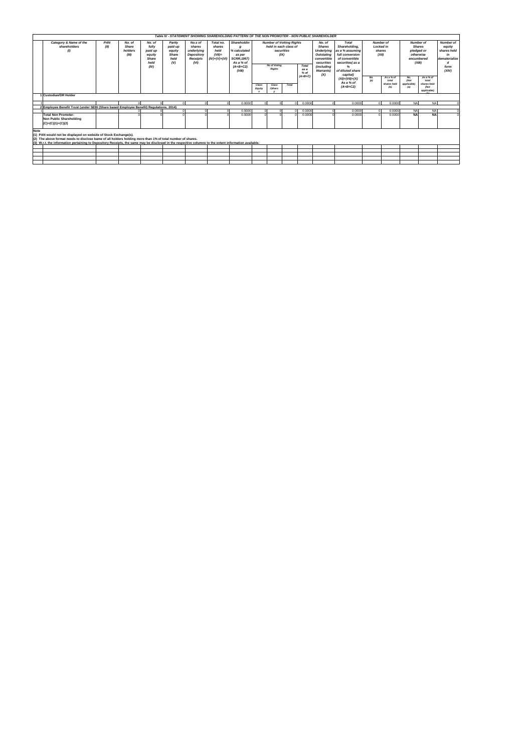**Table IV - STATEMENT SHOWING SHAREHOLDING PATTERN OF THE NON PROMOTER - NON PUBLIC SHAREHOLDER**

| | Category & Name of the shareholders (I) | PAN (II) | No. of Share holders (III) | No. of fully paid up equity Share held (IV) | Partly paid-up equity Share held (V) | No.s of shares underlying Depository Receipts (VI) | Total no. shares held (VII)= (IV)+(V)+(VI) | Shareholding % calculated as per SCRR,1957) As a % of (A+B+C2) (VIII) | Number of Voting Rights held in each class of securities (IX) | | | | No. of Shares Underlying Outstating convertible securities (including Warrants) (X) | Total Shareholding, as a % assuming full conversion of convertible securities( as a % of diluted share capital) (XI)=(VII)+(X) As a % of (A+B+C2) | Number of Locked in shares (XII) | | Number of Shares pledged or otherwise encumbered (XIII) | | Number of equity shares held in dematerialized form (XIV) |
|---|---|---|---|---|---|---|---|---|---|---|---|---|---|---|---|---|---|---|---|
| | | | | | | | | | No of Voting Rights | | | Total as a % of (A+B+C) | | | No. (a) | As a % of total shares held (b) | No. (Not applicable) (a) | As a % of total shares held (Not applicable) (b) | |
| | | | | | | | | | Class Equity x | Class Others y | Total | | | | | | | | |
| 1 | Custodian/DR Holder | | | | | | | | | | | | | | | | | | |
| i | | | 0 | 0 | 0 | 0 | 0 | 0.0000 | 0 | 0 | 0 | 0.0000 | 0 | 0.0000 | 0 | 0.0000 | NA | NA | 0 |
| 2 | Employee Benefit Trust (under SEBI (Share based Employee Benefit) Regulations, 2014) | | | | | | | | | | | | | | | | | | |
| i | | | 0 | 0 | 0 | 0 | 0 | 0.0000 | 0 | 0 | 0 | 0.0000 | 0 | 0.0000 | 0 | 0.0000 | NA | NA | 0 |
| | Total Non Promoter- Non Public Shareholding (C)=(C)(1)+(C)(2) | | 0 | 0 | 0 | 0 | 0 | 0.0000 | 0 | 0 | 0 | 0.0000 | 0 | 0.0000 | 0 | 0.0000 | NA | NA | 0 |

**Note**

(1) PAN would not be displayed on website of Stock Exchange(s).

(2) The above format needs to disclose bame of all holders holding more than 1% of total number of shares.

(3) W.r.t. the information pertaining to Depository Receipts, the same may be disclosed in the respective columns to the extent information available.